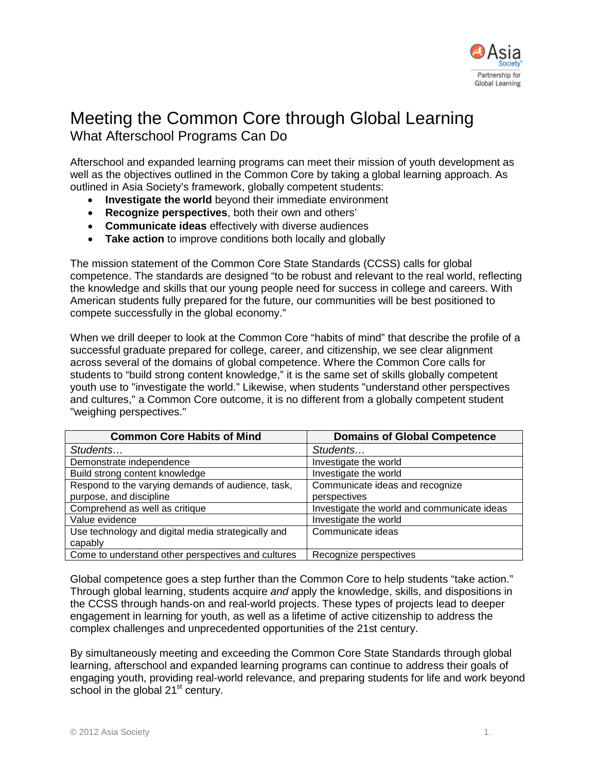# Meeting the Common Core through Global Learning

## What Afterschool Programs Can Do

Afterschool and expanded learning programs can meet their mission of youth development as well as the objectives outlined in the Common Core by taking a global learning approach. As outlined in Asia Society's framework, globally competent students:

- **Investigate the world** beyond their immediate environment
- **Recognize perspectives**, both their own and others'
- **Communicate ideas** effectively with diverse audiences
- **Take action** to improve conditions both locally and globally

The mission statement of the Common Core State Standards (CCSS) calls for global competence. The standards are designed "to be robust and relevant to the real world, reflecting the knowledge and skills that our young people need for success in college and careers. With American students fully prepared for the future, our communities will be best positioned to compete successfully in the global economy."

When we drill deeper to look at the Common Core "habits of mind" that describe the profile of a successful graduate prepared for college, career, and citizenship, we see clear alignment across several of the domains of global competence. Where the Common Core calls for students to "build strong content knowledge," it is the same set of skills globally competent youth use to "investigate the world." Likewise, when students "understand other perspectives and cultures," a Common Core outcome, it is no different from a globally competent student "weighing perspectives."

| Common Core Habits of Mind | Domains of Global Competence |
|---|---|
| *Students…* | *Students…* |
| Demonstrate independence | Investigate the world |
| Build strong content knowledge | Investigate the world |
| Respond to the varying demands of audience, task, purpose, and discipline | Communicate ideas and recognize perspectives |
| Comprehend as well as critique | Investigate the world and communicate ideas |
| Value evidence | Investigate the world |
| Use technology and digital media strategically and capably | Communicate ideas |
| Come to understand other perspectives and cultures | Recognize perspectives |

Global competence goes a step further than the Common Core to help students "take action." Through global learning, students acquire *and* apply the knowledge, skills, and dispositions in the CCSS through hands-on and real-world projects. These types of projects lead to deeper engagement in learning for youth, as well as a lifetime of active citizenship to address the complex challenges and unprecedented opportunities of the 21st century.

By simultaneously meeting and exceeding the Common Core State Standards through global learning, afterschool and expanded learning programs can continue to address their goals of engaging youth, providing real-world relevance, and preparing students for life and work beyond school in the global 21st century.

© 2012 Asia Society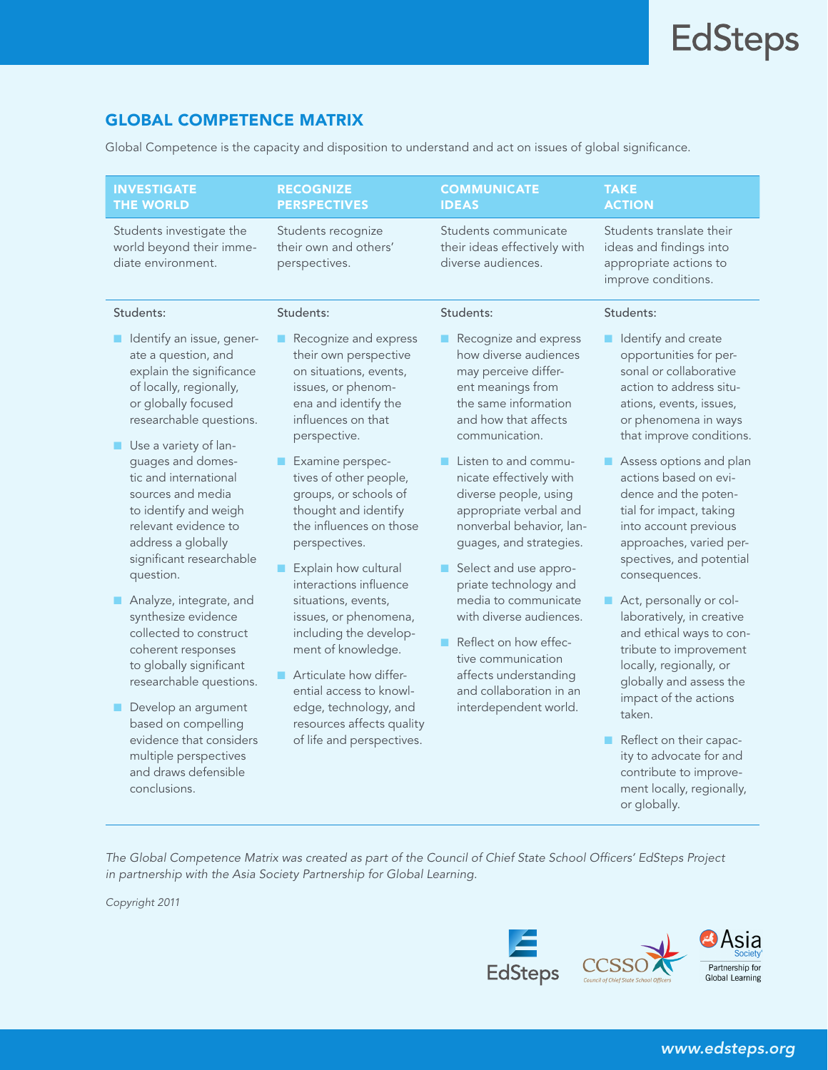## GLOBAL COMPETENCE MATRIX

Global Competence is the capacity and disposition to understand and act on issues of global significance.

| INVESTIGATE THE WORLD | RECOGNIZE PERSPECTIVES | COMMUNICATE IDEAS | TAKE ACTION |
|---|---|---|---|
| Students investigate the world beyond their immediate environment. | Students recognize their own and others' perspectives. | Students communicate their ideas effectively with diverse audiences. | Students translate their ideas and findings into appropriate actions to improve conditions. |
| Students:<br>• Identify an issue, generate a question, and explain the significance of locally, regionally, or globally focused researchable questions.<br>• Use a variety of languages and domestic and international sources and media to identify and weigh relevant evidence to address a globally significant researchable question.<br>• Analyze, integrate, and synthesize evidence collected to construct coherent responses to globally significant researchable questions.<br>• Develop an argument based on compelling evidence that considers multiple perspectives and draws defensible conclusions. | Students:<br>• Recognize and express their own perspective on situations, events, issues, or phenomena and identify the influences on that perspective.<br>• Examine perspectives of other people, groups, or schools of thought and identify the influences on those perspectives.<br>• Explain how cultural interactions influence situations, events, issues, or phenomena, including the development of knowledge.<br>• Articulate how differential access to knowledge, technology, and resources affects quality of life and perspectives. | Students:<br>• Recognize and express how diverse audiences may perceive different meanings from the same information and how that affects communication.<br>• Listen to and communicate effectively with diverse people, using appropriate verbal and nonverbal behavior, languages, and strategies.<br>• Select and use appropriate technology and media to communicate with diverse audiences.<br>• Reflect on how effective communication affects understanding and collaboration in an interdependent world. | Students:<br>• Identify and create opportunities for personal or collaborative action to address situations, events, issues, or phenomena in ways that improve conditions.<br>• Assess options and plan actions based on evidence and the potential for impact, taking into account previous approaches, varied perspectives, and potential consequences.<br>• Act, personally or collaboratively, in creative and ethical ways to contribute to improvement locally, regionally, or globally and assess the impact of the actions taken.<br>• Reflect on their capacity to advocate for and contribute to improvement locally, regionally, or globally. |

*The Global Competence Matrix was created as part of the Council of Chief State School Officers' EdSteps Project in partnership with the Asia Society Partnership for Global Learning.*

*Copyright 2011*

EdSteps CCSSO Council of Chief State School Officers Asia Society Partnership for Global Learning

*www.edsteps.org*